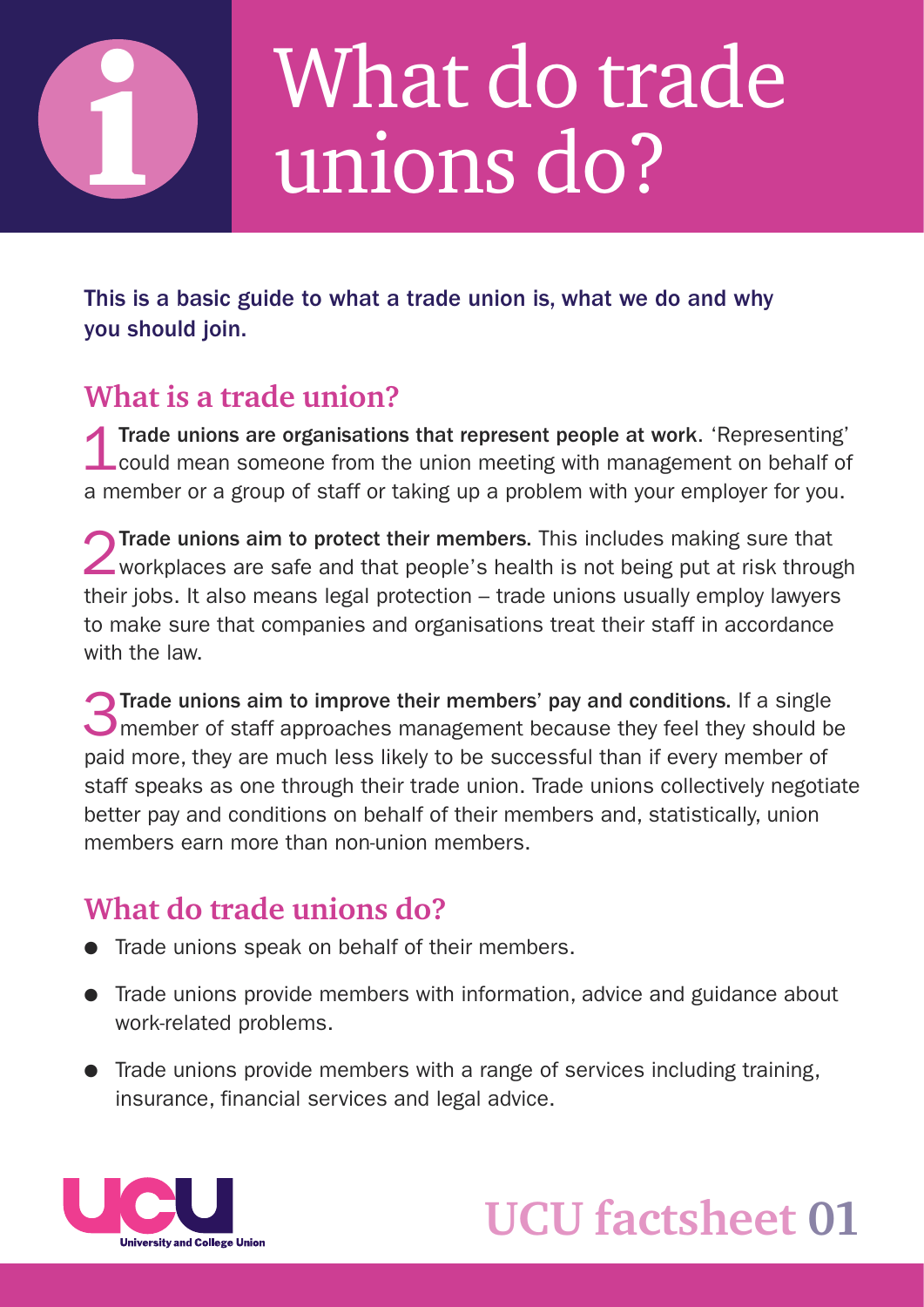# What do trade unions do?

**This is a basic guide to what a trade union is, what we do and why you should join.**

## What is a trade union?

1 **Trade unions are organisations that represent people at work**. 'Representing' could mean someone from the union meeting with management on behalf of a member or a group of staff or taking up a problem with your employer for you.

2 **Trade unions aim to protect their members.** This includes making sure that workplaces are safe and that people's health is not being put at risk through their jobs. It also means legal protection – trade unions usually employ lawyers to make sure that companies and organisations treat their staff in accordance with the law.

3 **Trade unions aim to improve their members' pay and conditions.** If a single member of staff approaches management because they feel they should be paid more, they are much less likely to be successful than if every member of staff speaks as one through their trade union. Trade unions collectively negotiate better pay and conditions on behalf of their members and, statistically, union members earn more than non-union members.

## What do trade unions do?

- Trade unions speak on behalf of their members.
- Trade unions provide members with information, advice and guidance about work-related problems.
- Trade unions provide members with a range of services including training, insurance, financial services and legal advice.

UCU University and College Union

**UCU factsheet 01**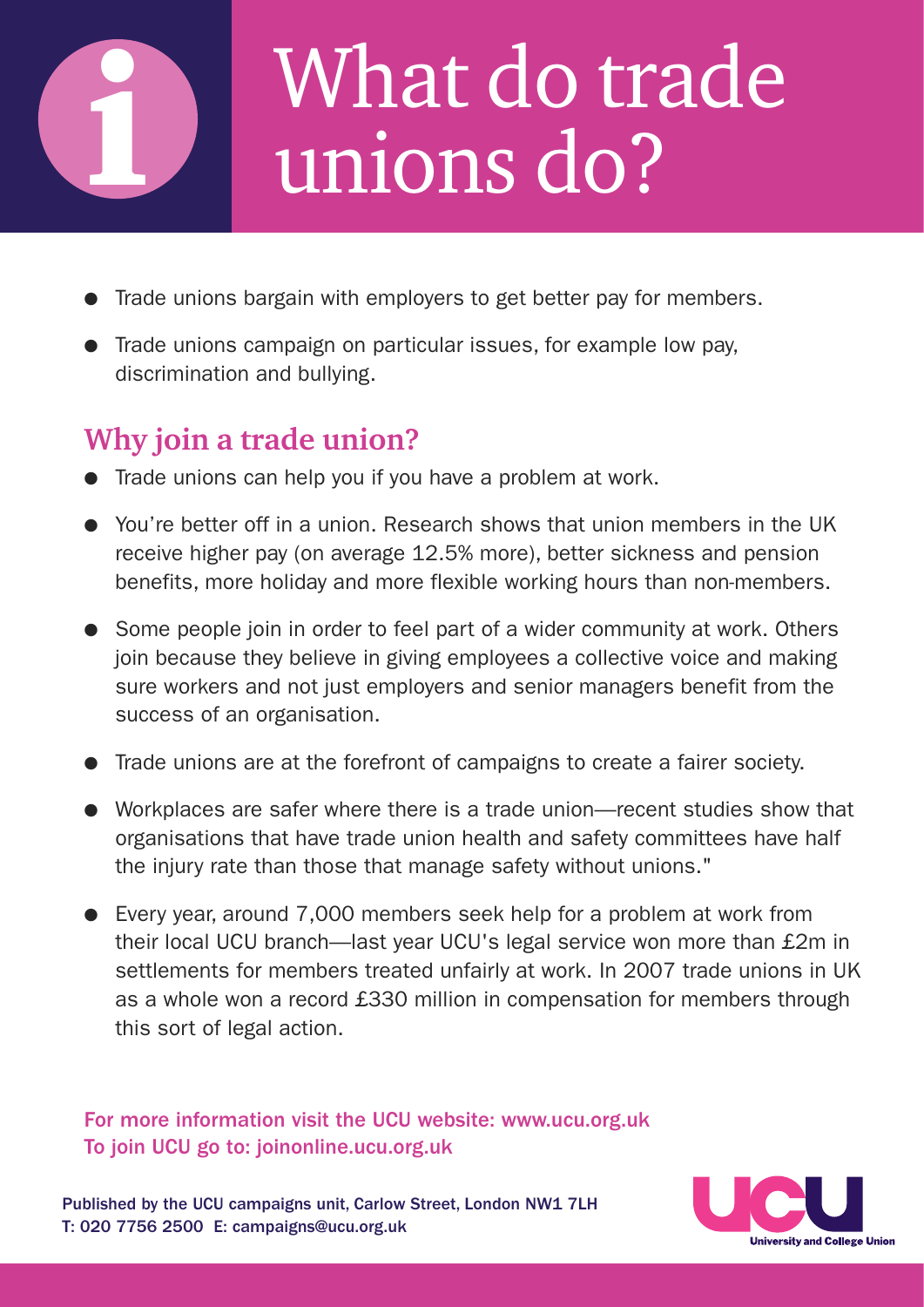# What do trade unions do?

- Trade unions bargain with employers to get better pay for members.
- Trade unions campaign on particular issues, for example low pay, discrimination and bullying.

## Why join a trade union?

- Trade unions can help you if you have a problem at work.
- You're better off in a union. Research shows that union members in the UK receive higher pay (on average 12.5% more), better sickness and pension benefits, more holiday and more flexible working hours than non-members.
- Some people join in order to feel part of a wider community at work. Others join because they believe in giving employees a collective voice and making sure workers and not just employers and senior managers benefit from the success of an organisation.
- Trade unions are at the forefront of campaigns to create a fairer society.
- Workplaces are safer where there is a trade union—recent studies show that organisations that have trade union health and safety committees have half the injury rate than those that manage safety without unions."
- Every year, around 7,000 members seek help for a problem at work from their local UCU branch—last year UCU's legal service won more than £2m in settlements for members treated unfairly at work. In 2007 trade unions in UK as a whole won a record £330 million in compensation for members through this sort of legal action.

For more information visit the UCU website: www.ucu.org.uk
To join UCU go to: joinonline.ucu.org.uk

Published by the UCU campaigns unit, Carlow Street, London NW1 7LH
T: 020 7756 2500 E: campaigns@ucu.org.uk

UCU University and College Union